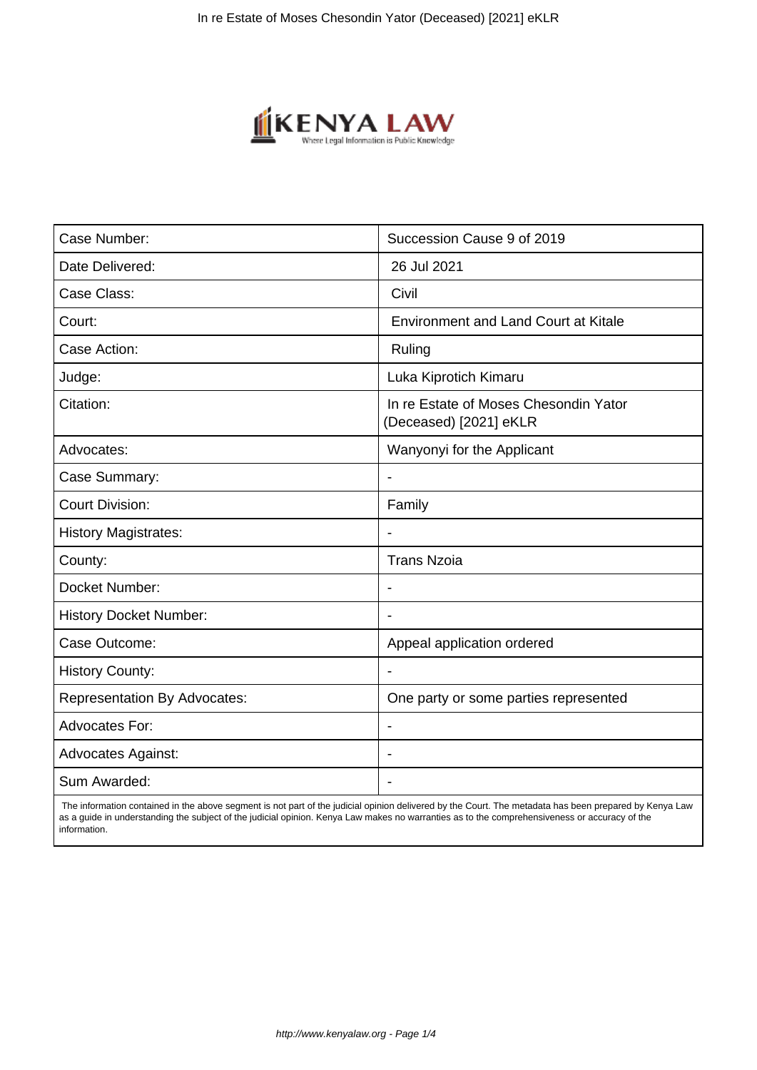| Case Number: | Succession Cause 9 of 2019 |
| --- | --- |
| Date Delivered: | 26 Jul 2021 |
| Case Class: | Civil |
| Court: | Environment and Land Court at Kitale |
| Case Action: | Ruling |
| Judge: | Luka Kiprotich Kimaru |
| Citation: | In re Estate of Moses Chesondin Yator (Deceased) [2021] eKLR |
| Advocates: | Wanyonyi for the Applicant |
| Case Summary: | - |
| Court Division: | Family |
| History Magistrates: | - |
| County: | Trans Nzoia |
| Docket Number: | - |
| History Docket Number: | - |
| Case Outcome: | Appeal application ordered |
| History County: | - |
| Representation By Advocates: | One party or some parties represented |
| Advocates For: | - |
| Advocates Against: | - |
| Sum Awarded: | - |

The information contained in the above segment is not part of the judicial opinion delivered by the Court. The metadata has been prepared by Kenya Law as a guide in understanding the subject of the judicial opinion. Kenya Law makes no warranties as to the comprehensiveness or accuracy of the information.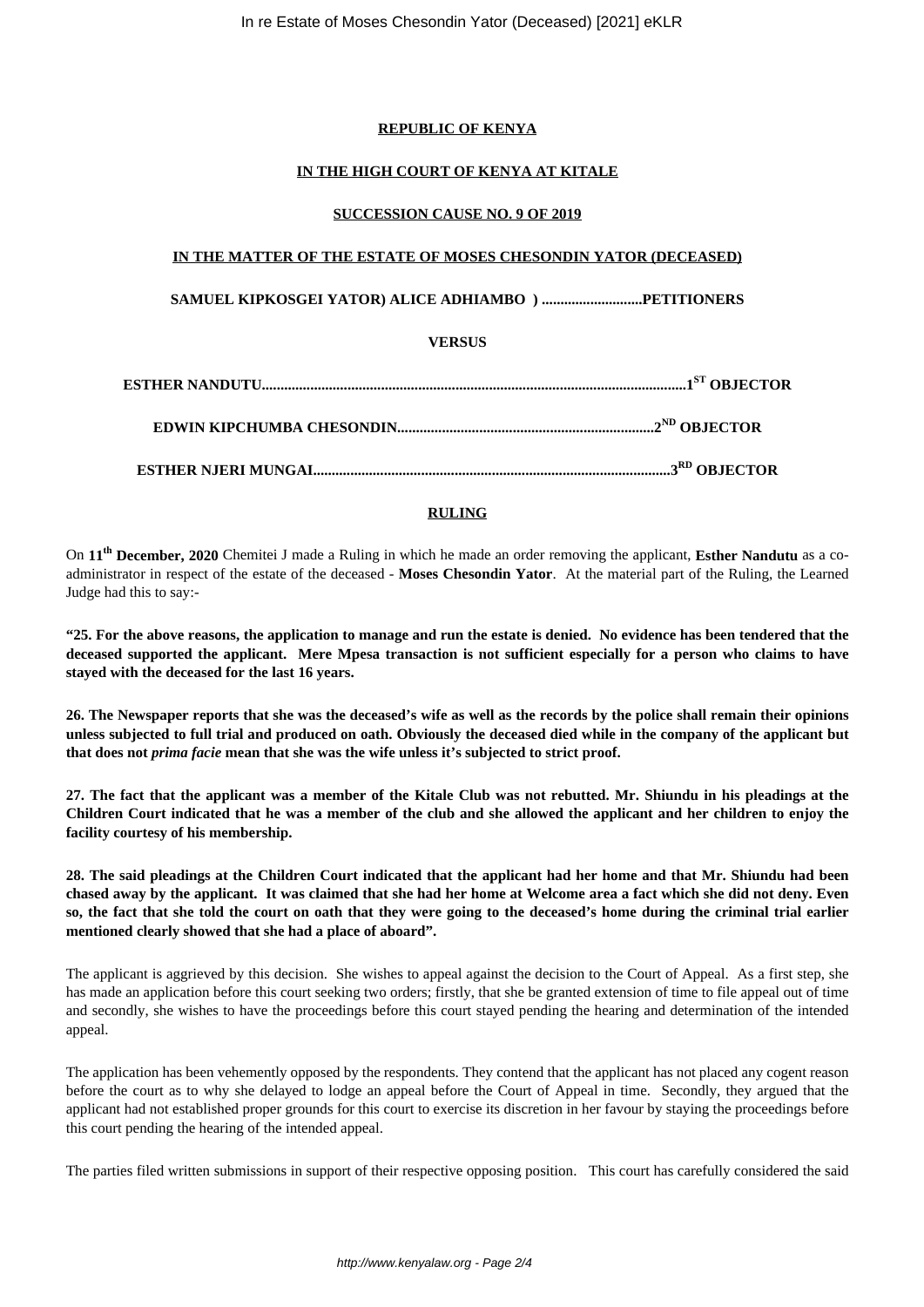**REPUBLIC OF KENYA**

**IN THE HIGH COURT OF KENYA AT KITALE**

**SUCCESSION CAUSE NO. 9 OF 2019**

**IN THE MATTER OF THE ESTATE OF MOSES CHESONDIN YATOR (DECEASED)**

**SAMUEL KIPKOSGEI YATOR) ALICE ADHIAMBO ) ...........................PETITIONERS**

**VERSUS**

**ESTHER NANDUTU..................................................................................................................1ST OBJECTOR**

**EDWIN KIPCHUMBA CHESONDIN....................................................................2ND OBJECTOR**

**ESTHER NJERI MUNGAI...............................................................................................3RD OBJECTOR**

**RULING**

On **11th December, 2020** Chemitei J made a Ruling in which he made an order removing the applicant, **Esther Nandutu** as a co-administrator in respect of the estate of the deceased - **Moses Chesondin Yator**. At the material part of the Ruling, the Learned Judge had this to say:-

**"25. For the above reasons, the application to manage and run the estate is denied. No evidence has been tendered that the deceased supported the applicant. Mere Mpesa transaction is not sufficient especially for a person who claims to have stayed with the deceased for the last 16 years.**

**26. The Newspaper reports that she was the deceased's wife as well as the records by the police shall remain their opinions unless subjected to full trial and produced on oath. Obviously the deceased died while in the company of the applicant but that does not *prima facie* mean that she was the wife unless it's subjected to strict proof.**

**27. The fact that the applicant was a member of the Kitale Club was not rebutted. Mr. Shiundu in his pleadings at the Children Court indicated that he was a member of the club and she allowed the applicant and her children to enjoy the facility courtesy of his membership.**

**28. The said pleadings at the Children Court indicated that the applicant had her home and that Mr. Shiundu had been chased away by the applicant. It was claimed that she had her home at Welcome area a fact which she did not deny. Even so, the fact that she told the court on oath that they were going to the deceased's home during the criminal trial earlier mentioned clearly showed that she had a place of aboard".**

The applicant is aggrieved by this decision. She wishes to appeal against the decision to the Court of Appeal. As a first step, she has made an application before this court seeking two orders; firstly, that she be granted extension of time to file appeal out of time and secondly, she wishes to have the proceedings before this court stayed pending the hearing and determination of the intended appeal.

The application has been vehemently opposed by the respondents. They contend that the applicant has not placed any cogent reason before the court as to why she delayed to lodge an appeal before the Court of Appeal in time. Secondly, they argued that the applicant had not established proper grounds for this court to exercise its discretion in her favour by staying the proceedings before this court pending the hearing of the intended appeal.

The parties filed written submissions in support of their respective opposing position. This court has carefully considered the said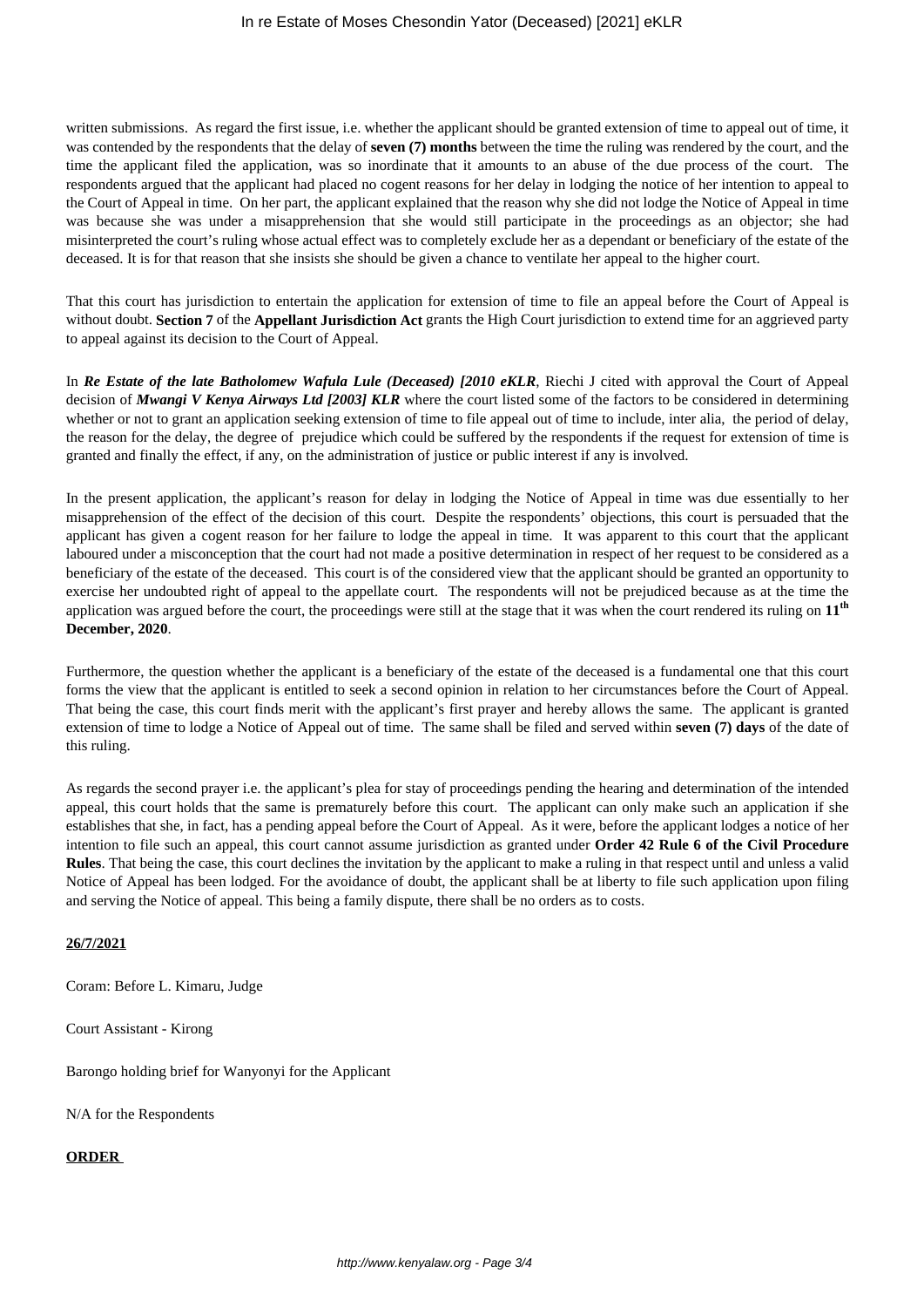written submissions. As regard the first issue, i.e. whether the applicant should be granted extension of time to appeal out of time, it was contended by the respondents that the delay of **seven (7) months** between the time the ruling was rendered by the court, and the time the applicant filed the application, was so inordinate that it amounts to an abuse of the due process of the court. The respondents argued that the applicant had placed no cogent reasons for her delay in lodging the notice of her intention to appeal to the Court of Appeal in time. On her part, the applicant explained that the reason why she did not lodge the Notice of Appeal in time was because she was under a misapprehension that she would still participate in the proceedings as an objector; she had misinterpreted the court's ruling whose actual effect was to completely exclude her as a dependant or beneficiary of the estate of the deceased. It is for that reason that she insists she should be given a chance to ventilate her appeal to the higher court.

That this court has jurisdiction to entertain the application for extension of time to file an appeal before the Court of Appeal is without doubt. **Section 7** of the **Appellant Jurisdiction Act** grants the High Court jurisdiction to extend time for an aggrieved party to appeal against its decision to the Court of Appeal.

In ***Re Estate of the late Batholomew Wafula Lule (Deceased) [2010 eKLR***, Riechi J cited with approval the Court of Appeal decision of ***Mwangi V Kenya Airways Ltd [2003] KLR*** where the court listed some of the factors to be considered in determining whether or not to grant an application seeking extension of time to file appeal out of time to include, inter alia, the period of delay, the reason for the delay, the degree of prejudice which could be suffered by the respondents if the request for extension of time is granted and finally the effect, if any, on the administration of justice or public interest if any is involved.

In the present application, the applicant's reason for delay in lodging the Notice of Appeal in time was due essentially to her misapprehension of the effect of the decision of this court. Despite the respondents' objections, this court is persuaded that the applicant has given a cogent reason for her failure to lodge the appeal in time. It was apparent to this court that the applicant laboured under a misconception that the court had not made a positive determination in respect of her request to be considered as a beneficiary of the estate of the deceased. This court is of the considered view that the applicant should be granted an opportunity to exercise her undoubted right of appeal to the appellate court. The respondents will not be prejudiced because as at the time the application was argued before the court, the proceedings were still at the stage that it was when the court rendered its ruling on **11th December, 2020**.

Furthermore, the question whether the applicant is a beneficiary of the estate of the deceased is a fundamental one that this court forms the view that the applicant is entitled to seek a second opinion in relation to her circumstances before the Court of Appeal. That being the case, this court finds merit with the applicant's first prayer and hereby allows the same. The applicant is granted extension of time to lodge a Notice of Appeal out of time. The same shall be filed and served within **seven (7) days** of the date of this ruling.

As regards the second prayer i.e. the applicant's plea for stay of proceedings pending the hearing and determination of the intended appeal, this court holds that the same is prematurely before this court. The applicant can only make such an application if she establishes that she, in fact, has a pending appeal before the Court of Appeal. As it were, before the applicant lodges a notice of her intention to file such an appeal, this court cannot assume jurisdiction as granted under **Order 42 Rule 6 of the Civil Procedure Rules**. That being the case, this court declines the invitation by the applicant to make a ruling in that respect until and unless a valid Notice of Appeal has been lodged. For the avoidance of doubt, the applicant shall be at liberty to file such application upon filing and serving the Notice of appeal. This being a family dispute, there shall be no orders as to costs.

**26/7/2021**

Coram: Before L. Kimaru, Judge

Court Assistant - Kirong

Barongo holding brief for Wanyonyi for the Applicant

N/A for the Respondents

**ORDER**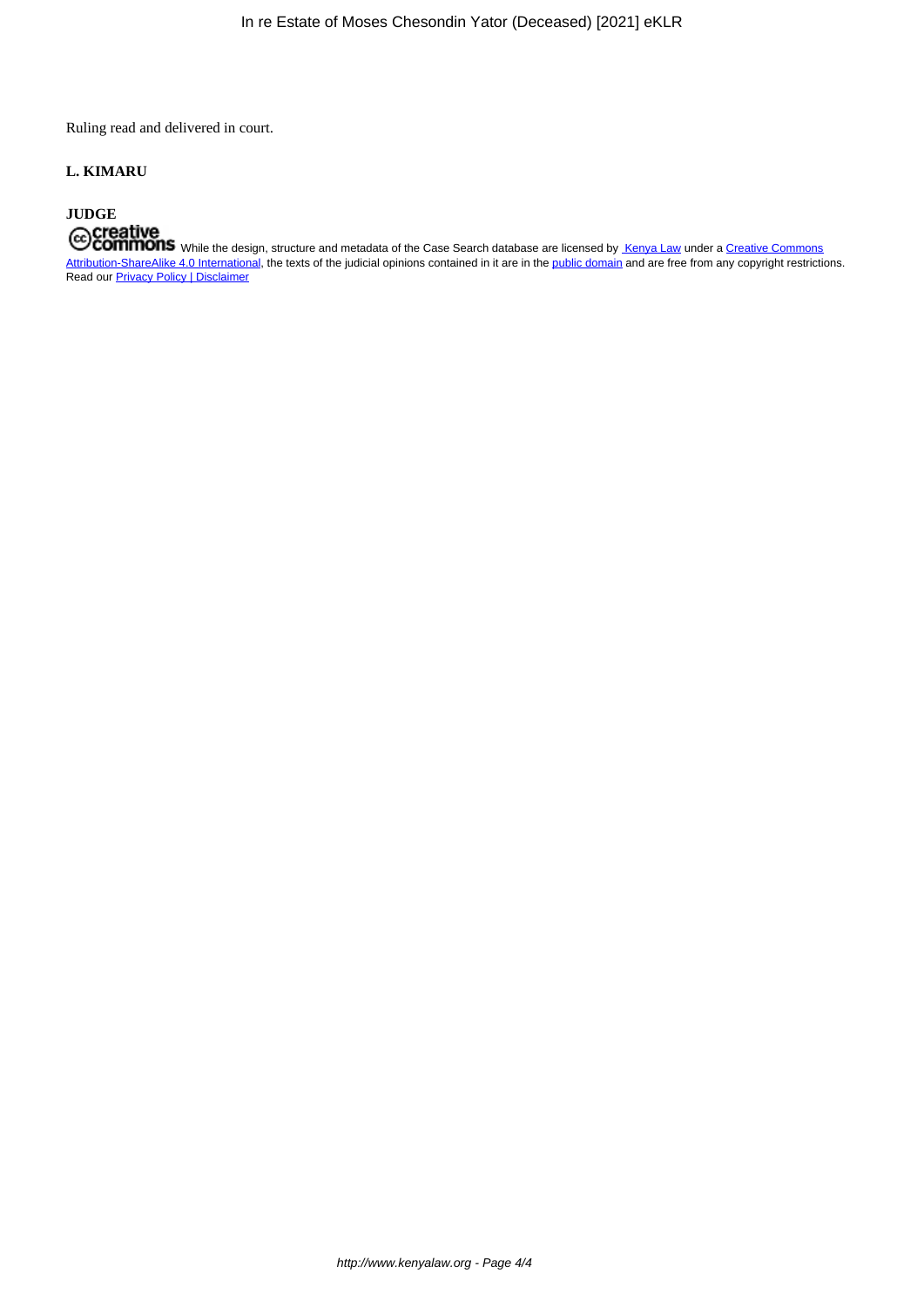Ruling read and delivered in court.

**L. KIMARU**

**JUDGE**

creative commons While the design, structure and metadata of the Case Search database are licensed by Kenya Law under a Creative Commons Attribution-ShareAlike 4.0 International, the texts of the judicial opinions contained in it are in the public domain and are free from any copyright restrictions. Read our Privacy Policy | Disclaimer